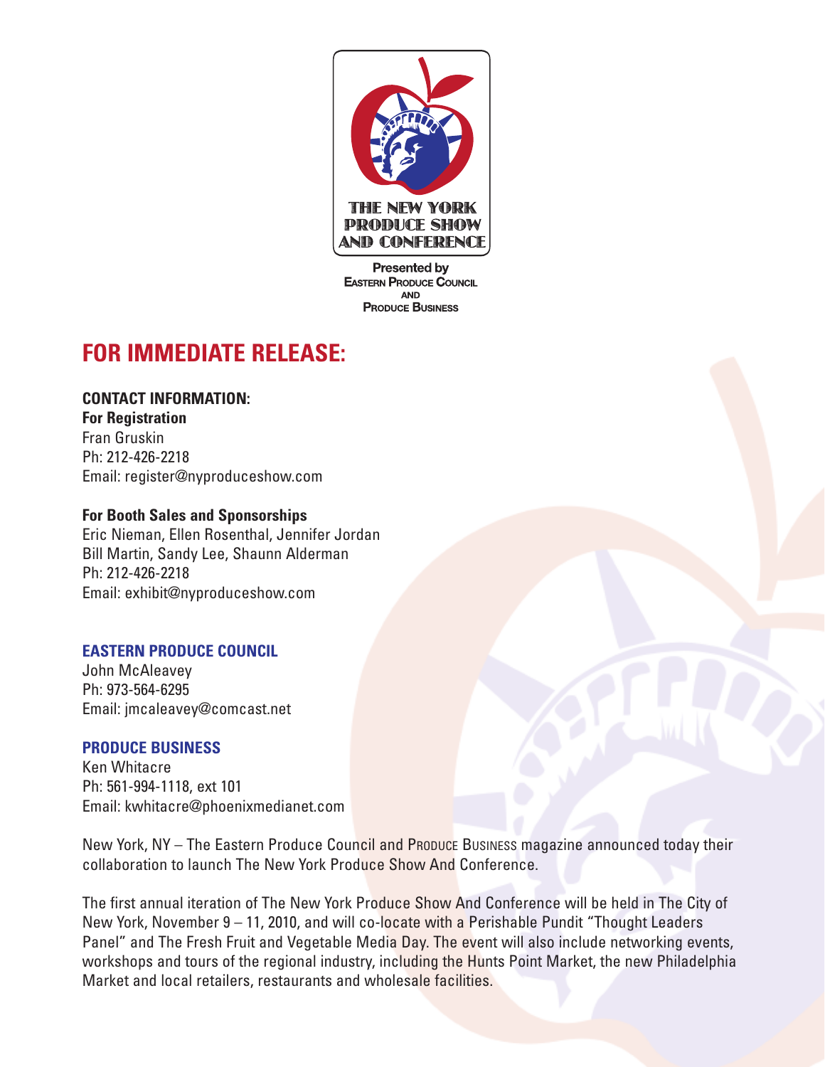THE NEW YORK PRODUCE SHOW AND CONFERENCE

Presented by
EASTERN PRODUCE COUNCIL
AND
PRODUCE BUSINESS

# FOR IMMEDIATE RELEASE:

**CONTACT INFORMATION:**

**For Registration**
Fran Gruskin
Ph: 212-426-2218
Email: register@nyproduceshow.com

**For Booth Sales and Sponsorships**
Eric Nieman, Ellen Rosenthal, Jennifer Jordan
Bill Martin, Sandy Lee, Shaunn Alderman
Ph: 212-426-2218
Email: exhibit@nyproduceshow.com

**EASTERN PRODUCE COUNCIL**
John McAleavey
Ph: 973-564-6295
Email: jmcaleavey@comcast.net

**PRODUCE BUSINESS**
Ken Whitacre
Ph: 561-994-1118, ext 101
Email: kwhitacre@phoenixmedianet.com

New York, NY – The Eastern Produce Council and PRODUCE BUSINESS magazine announced today their collaboration to launch The New York Produce Show And Conference.

The first annual iteration of The New York Produce Show And Conference will be held in The City of New York, November 9 – 11, 2010, and will co-locate with a Perishable Pundit "Thought Leaders Panel" and The Fresh Fruit and Vegetable Media Day. The event will also include networking events, workshops and tours of the regional industry, including the Hunts Point Market, the new Philadelphia Market and local retailers, restaurants and wholesale facilities.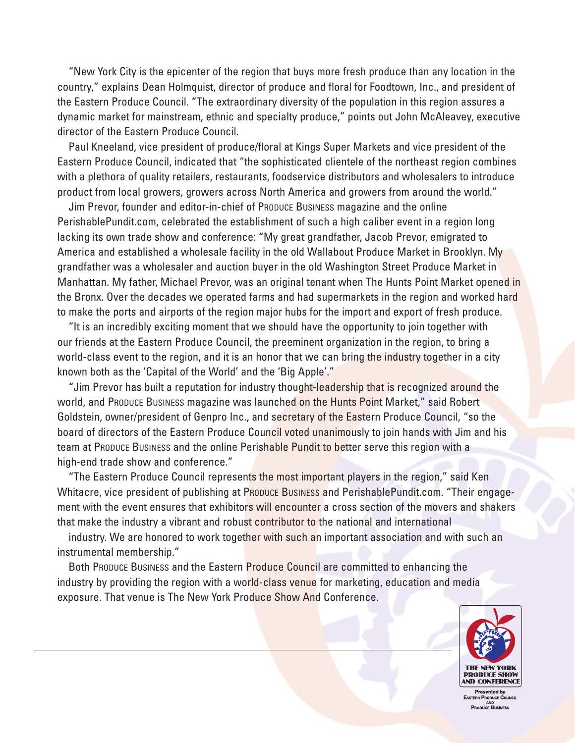"New York City is the epicenter of the region that buys more fresh produce than any location in the country," explains Dean Holmquist, director of produce and floral for Foodtown, Inc., and president of the Eastern Produce Council. "The extraordinary diversity of the population in this region assures a dynamic market for mainstream, ethnic and specialty produce," points out John McAleavey, executive director of the Eastern Produce Council.

Paul Kneeland, vice president of produce/floral at Kings Super Markets and vice president of the Eastern Produce Council, indicated that "the sophisticated clientele of the northeast region combines with a plethora of quality retailers, restaurants, foodservice distributors and wholesalers to introduce product from local growers, growers across North America and growers from around the world."

Jim Prevor, founder and editor-in-chief of PRODUCE BUSINESS magazine and the online PerishablePundit.com, celebrated the establishment of such a high caliber event in a region long lacking its own trade show and conference: "My great grandfather, Jacob Prevor, emigrated to America and established a wholesale facility in the old Wallabout Produce Market in Brooklyn. My grandfather was a wholesaler and auction buyer in the old Washington Street Produce Market in Manhattan. My father, Michael Prevor, was an original tenant when The Hunts Point Market opened in the Bronx. Over the decades we operated farms and had supermarkets in the region and worked hard to make the ports and airports of the region major hubs for the import and export of fresh produce.

"It is an incredibly exciting moment that we should have the opportunity to join together with our friends at the Eastern Produce Council, the preeminent organization in the region, to bring a world-class event to the region, and it is an honor that we can bring the industry together in a city known both as the 'Capital of the World' and the 'Big Apple'."

"Jim Prevor has built a reputation for industry thought-leadership that is recognized around the world, and PRODUCE BUSINESS magazine was launched on the Hunts Point Market," said Robert Goldstein, owner/president of Genpro Inc., and secretary of the Eastern Produce Council, "so the board of directors of the Eastern Produce Council voted unanimously to join hands with Jim and his team at PRODUCE BUSINESS and the online Perishable Pundit to better serve this region with a high-end trade show and conference."

"The Eastern Produce Council represents the most important players in the region," said Ken Whitacre, vice president of publishing at PRODUCE BUSINESS and PerishablePundit.com. "Their engagement with the event ensures that exhibitors will encounter a cross section of the movers and shakers that make the industry a vibrant and robust contributor to the national and international industry. We are honored to work together with such an important association and with such an instrumental membership."

Both PRODUCE BUSINESS and the Eastern Produce Council are committed to enhancing the industry by providing the region with a world-class venue for marketing, education and media exposure. That venue is The New York Produce Show And Conference.

THE NEW YORK PRODUCE SHOW AND CONFERENCE

Presented by EASTERN PRODUCE COUNCIL AND PRODUCE BUSINESS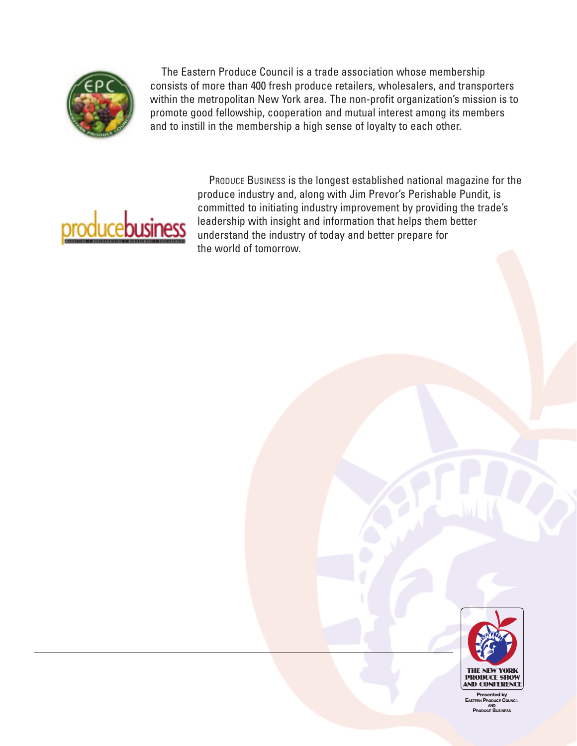The Eastern Produce Council is a trade association whose membership consists of more than 400 fresh produce retailers, wholesalers, and transporters within the metropolitan New York area. The non-profit organization's mission is to promote good fellowship, cooperation and mutual interest among its members and to instill in the membership a high sense of loyalty to each other.

PRODUCE BUSINESS is the longest established national magazine for the produce industry and, along with Jim Prevor's Perishable Pundit, is committed to initiating industry improvement by providing the trade's leadership with insight and information that helps them better understand the industry of today and better prepare for the world of tomorrow.

THE NEW YORK PRODUCE SHOW AND CONFERENCE

Presented by EASTERN PRODUCE COUNCIL AND PRODUCE BUSINESS